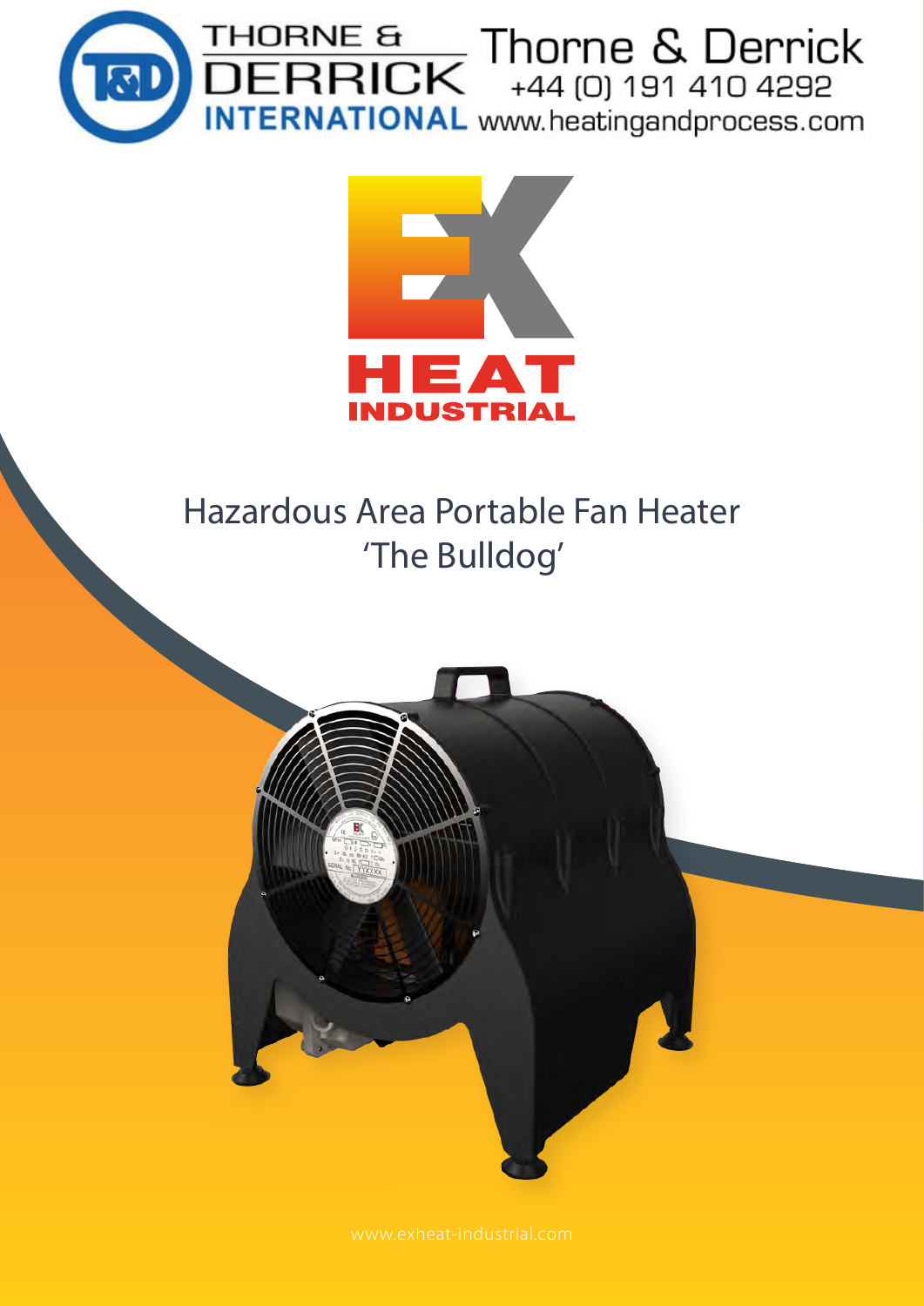THORNE & DERRICK INTERNATIONAL

Thorne & Derrick
+44 (0) 191 410 4292
www.heatingandprocess.com

EX HEAT INDUSTRIAL

# Hazardous Area Portable Fan Heater 'The Bulldog'

www.exheat-industrial.com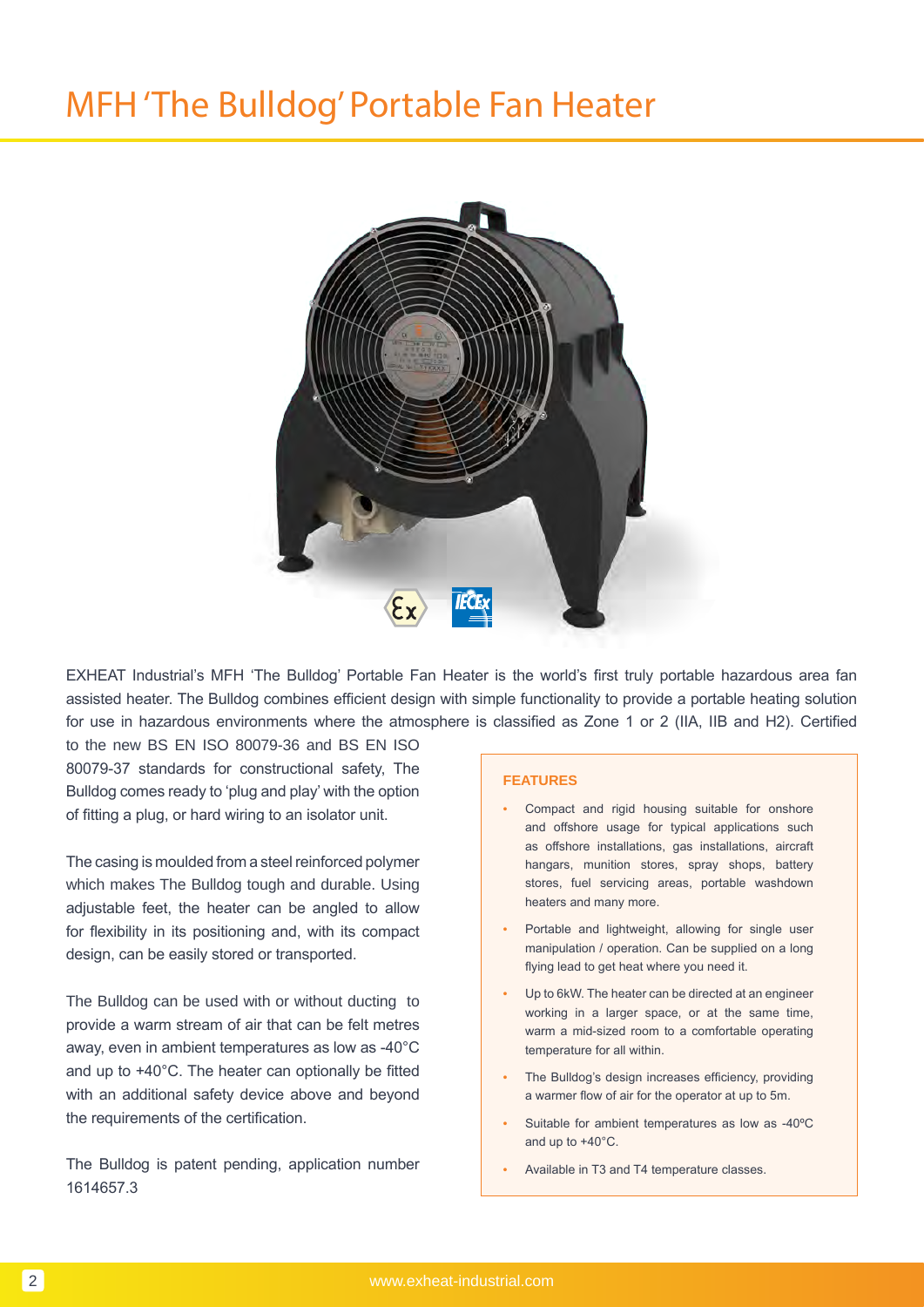# MFH 'The Bulldog' Portable Fan Heater

EXHEAT Industrial's MFH 'The Bulldog' Portable Fan Heater is the world's first truly portable hazardous area fan assisted heater. The Bulldog combines efficient design with simple functionality to provide a portable heating solution for use in hazardous environments where the atmosphere is classified as Zone 1 or 2 (IIA, IIB and H2). Certified to the new BS EN ISO 80079-36 and BS EN ISO 80079-37 standards for constructional safety, The Bulldog comes ready to 'plug and play' with the option of fitting a plug, or hard wiring to an isolator unit.

The casing is moulded from a steel reinforced polymer which makes The Bulldog tough and durable. Using adjustable feet, the heater can be angled to allow for flexibility in its positioning and, with its compact design, can be easily stored or transported.

The Bulldog can be used with or without ducting to provide a warm stream of air that can be felt metres away, even in ambient temperatures as low as -40°C and up to +40°C. The heater can optionally be fitted with an additional safety device above and beyond the requirements of the certification.

The Bulldog is patent pending, application number 1614657.3

**FEATURES**

- Compact and rigid housing suitable for onshore and offshore usage for typical applications such as offshore installations, gas installations, aircraft hangars, munition stores, spray shops, battery stores, fuel servicing areas, portable washdown heaters and many more.
- Portable and lightweight, allowing for single user manipulation / operation. Can be supplied on a long flying lead to get heat where you need it.
- Up to 6kW. The heater can be directed at an engineer working in a larger space, or at the same time, warm a mid-sized room to a comfortable operating temperature for all within.
- The Bulldog's design increases efficiency, providing a warmer flow of air for the operator at up to 5m.
- Suitable for ambient temperatures as low as -40ºC and up to +40°C.
- Available in T3 and T4 temperature classes.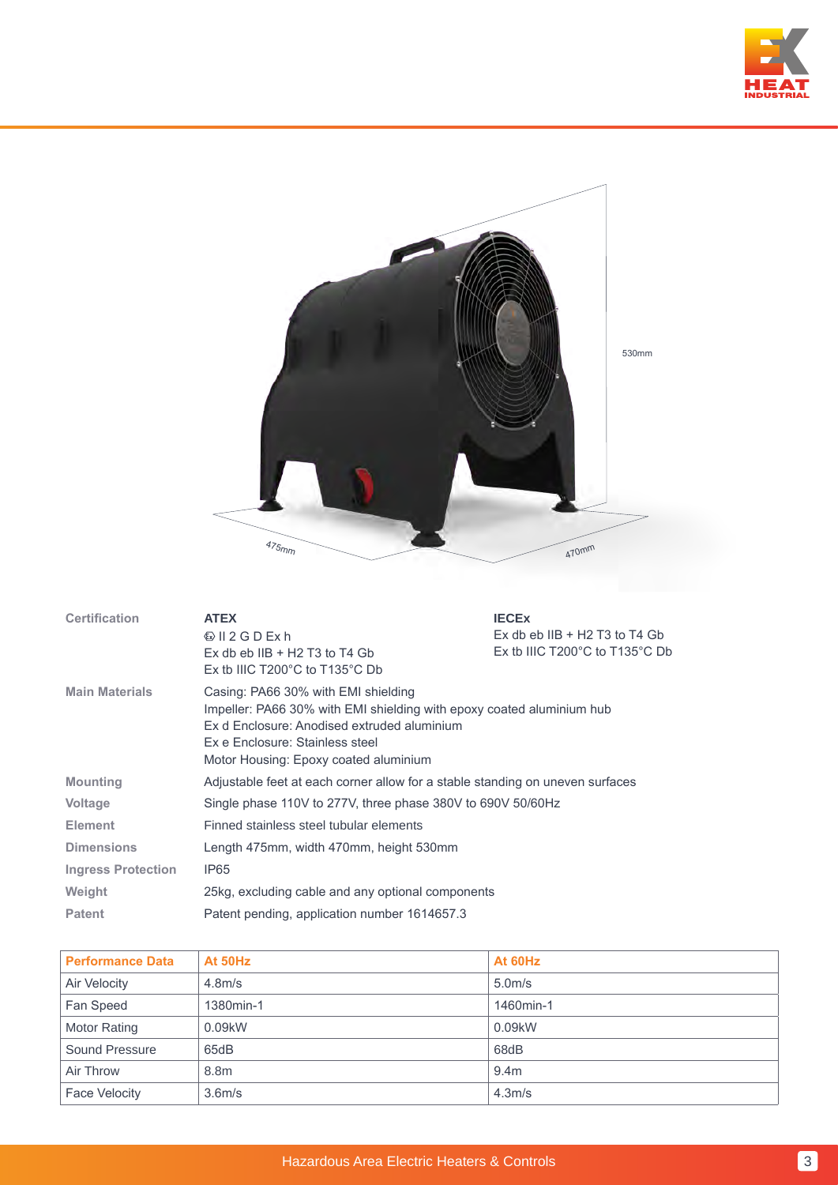530mm

475mm

470mm

| | | |
|---|---|---|
| **Certification** | **ATEX**<br>Ⓔx II 2 G D Ex h<br>Ex db eb IIB + H2 T3 to T4 Gb<br>Ex tb IIIC T200°C to T135°C Db | **IECEx**<br>Ex db eb IIB + H2 T3 to T4 Gb<br>Ex tb IIIC T200°C to T135°C Db |
| **Main Materials** | Casing: PA66 30% with EMI shielding<br>Impeller: PA66 30% with EMI shielding with epoxy coated aluminium hub<br>Ex d Enclosure: Anodised extruded aluminium<br>Ex e Enclosure: Stainless steel<br>Motor Housing: Epoxy coated aluminium | |
| **Mounting** | Adjustable feet at each corner allow for a stable standing on uneven surfaces | |
| **Voltage** | Single phase 110V to 277V, three phase 380V to 690V 50/60Hz | |
| **Element** | Finned stainless steel tubular elements | |
| **Dimensions** | Length 475mm, width 470mm, height 530mm | |
| **Ingress Protection** | IP65 | |
| **Weight** | 25kg, excluding cable and any optional components | |
| **Patent** | Patent pending, application number 1614657.3 | |

| Performance Data | At 50Hz | At 60Hz |
|---|---|---|
| Air Velocity | 4.8m/s | 5.0m/s |
| Fan Speed | 1380min-1 | 1460min-1 |
| Motor Rating | 0.09kW | 0.09kW |
| Sound Pressure | 65dB | 68dB |
| Air Throw | 8.8m | 9.4m |
| Face Velocity | 3.6m/s | 4.3m/s |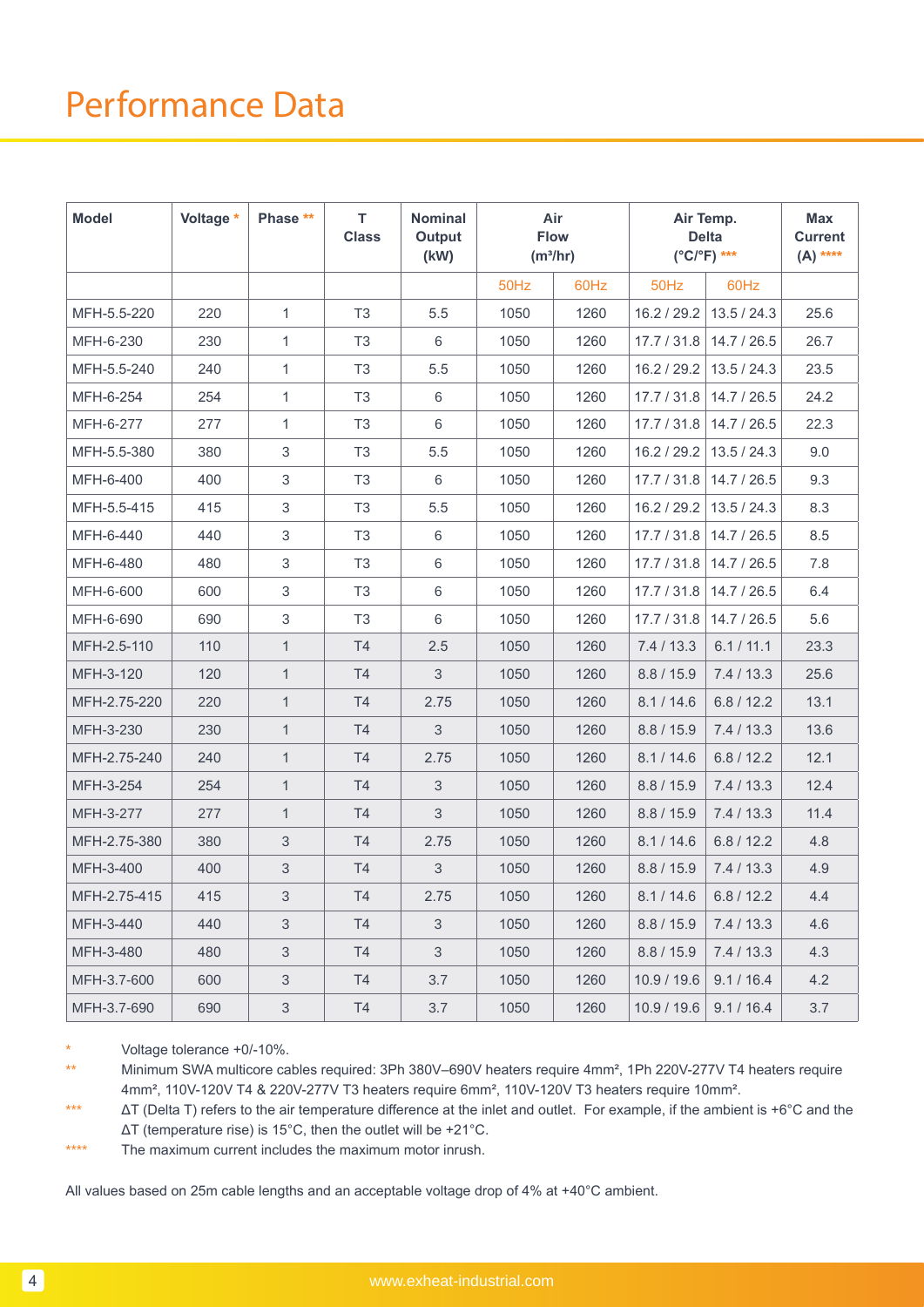# Performance Data

| Model | Voltage * | Phase ** | T Class | Nominal Output (kW) | Air Flow (m³/hr) | | Air Temp. Delta (°C/°F) *** | | Max Current (A) **** |
|---|---|---|---|---|---|---|---|---|---|
| | | | | | 50Hz | 60Hz | 50Hz | 60Hz | |
| MFH-5.5-220 | 220 | 1 | T3 | 5.5 | 1050 | 1260 | 16.2 / 29.2 | 13.5 / 24.3 | 25.6 |
| MFH-6-230 | 230 | 1 | T3 | 6 | 1050 | 1260 | 17.7 / 31.8 | 14.7 / 26.5 | 26.7 |
| MFH-5.5-240 | 240 | 1 | T3 | 5.5 | 1050 | 1260 | 16.2 / 29.2 | 13.5 / 24.3 | 23.5 |
| MFH-6-254 | 254 | 1 | T3 | 6 | 1050 | 1260 | 17.7 / 31.8 | 14.7 / 26.5 | 24.2 |
| MFH-6-277 | 277 | 1 | T3 | 6 | 1050 | 1260 | 17.7 / 31.8 | 14.7 / 26.5 | 22.3 |
| MFH-5.5-380 | 380 | 3 | T3 | 5.5 | 1050 | 1260 | 16.2 / 29.2 | 13.5 / 24.3 | 9.0 |
| MFH-6-400 | 400 | 3 | T3 | 6 | 1050 | 1260 | 17.7 / 31.8 | 14.7 / 26.5 | 9.3 |
| MFH-5.5-415 | 415 | 3 | T3 | 5.5 | 1050 | 1260 | 16.2 / 29.2 | 13.5 / 24.3 | 8.3 |
| MFH-6-440 | 440 | 3 | T3 | 6 | 1050 | 1260 | 17.7 / 31.8 | 14.7 / 26.5 | 8.5 |
| MFH-6-480 | 480 | 3 | T3 | 6 | 1050 | 1260 | 17.7 / 31.8 | 14.7 / 26.5 | 7.8 |
| MFH-6-600 | 600 | 3 | T3 | 6 | 1050 | 1260 | 17.7 / 31.8 | 14.7 / 26.5 | 6.4 |
| MFH-6-690 | 690 | 3 | T3 | 6 | 1050 | 1260 | 17.7 / 31.8 | 14.7 / 26.5 | 5.6 |
| MFH-2.5-110 | 110 | 1 | T4 | 2.5 | 1050 | 1260 | 7.4 / 13.3 | 6.1 / 11.1 | 23.3 |
| MFH-3-120 | 120 | 1 | T4 | 3 | 1050 | 1260 | 8.8 / 15.9 | 7.4 / 13.3 | 25.6 |
| MFH-2.75-220 | 220 | 1 | T4 | 2.75 | 1050 | 1260 | 8.1 / 14.6 | 6.8 / 12.2 | 13.1 |
| MFH-3-230 | 230 | 1 | T4 | 3 | 1050 | 1260 | 8.8 / 15.9 | 7.4 / 13.3 | 13.6 |
| MFH-2.75-240 | 240 | 1 | T4 | 2.75 | 1050 | 1260 | 8.1 / 14.6 | 6.8 / 12.2 | 12.1 |
| MFH-3-254 | 254 | 1 | T4 | 3 | 1050 | 1260 | 8.8 / 15.9 | 7.4 / 13.3 | 12.4 |
| MFH-3-277 | 277 | 1 | T4 | 3 | 1050 | 1260 | 8.8 / 15.9 | 7.4 / 13.3 | 11.4 |
| MFH-2.75-380 | 380 | 3 | T4 | 2.75 | 1050 | 1260 | 8.1 / 14.6 | 6.8 / 12.2 | 4.8 |
| MFH-3-400 | 400 | 3 | T4 | 3 | 1050 | 1260 | 8.8 / 15.9 | 7.4 / 13.3 | 4.9 |
| MFH-2.75-415 | 415 | 3 | T4 | 2.75 | 1050 | 1260 | 8.1 / 14.6 | 6.8 / 12.2 | 4.4 |
| MFH-3-440 | 440 | 3 | T4 | 3 | 1050 | 1260 | 8.8 / 15.9 | 7.4 / 13.3 | 4.6 |
| MFH-3-480 | 480 | 3 | T4 | 3 | 1050 | 1260 | 8.8 / 15.9 | 7.4 / 13.3 | 4.3 |
| MFH-3.7-600 | 600 | 3 | T4 | 3.7 | 1050 | 1260 | 10.9 / 19.6 | 9.1 / 16.4 | 4.2 |
| MFH-3.7-690 | 690 | 3 | T4 | 3.7 | 1050 | 1260 | 10.9 / 19.6 | 9.1 / 16.4 | 3.7 |

\* Voltage tolerance +0/-10%.

\** Minimum SWA multicore cables required: 3Ph 380V–690V heaters require 4mm², 1Ph 220V-277V T4 heaters require 4mm², 110V-120V T4 & 220V-277V T3 heaters require 6mm², 110V-120V T3 heaters require 10mm².

\*** ΔT (Delta T) refers to the air temperature difference at the inlet and outlet. For example, if the ambient is +6°C and the ΔT (temperature rise) is 15°C, then the outlet will be +21°C.

\**** The maximum current includes the maximum motor inrush.

All values based on 25m cable lengths and an acceptable voltage drop of 4% at +40°C ambient.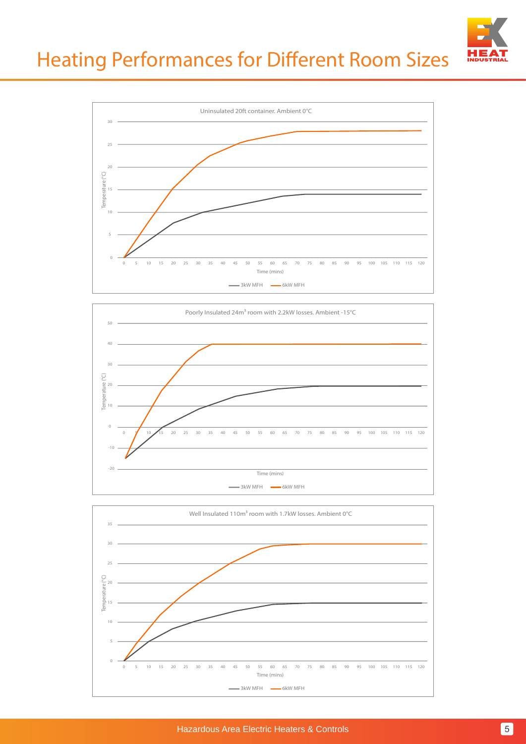# Heating Performances for Different Room Sizes

Uninsulated 20ft container. Ambient 0°C

Poorly Insulated 24m³ room with 2.2kW losses. Ambient -15°C

Well Insulated 110m³ room with 1.7kW losses. Ambient 0°C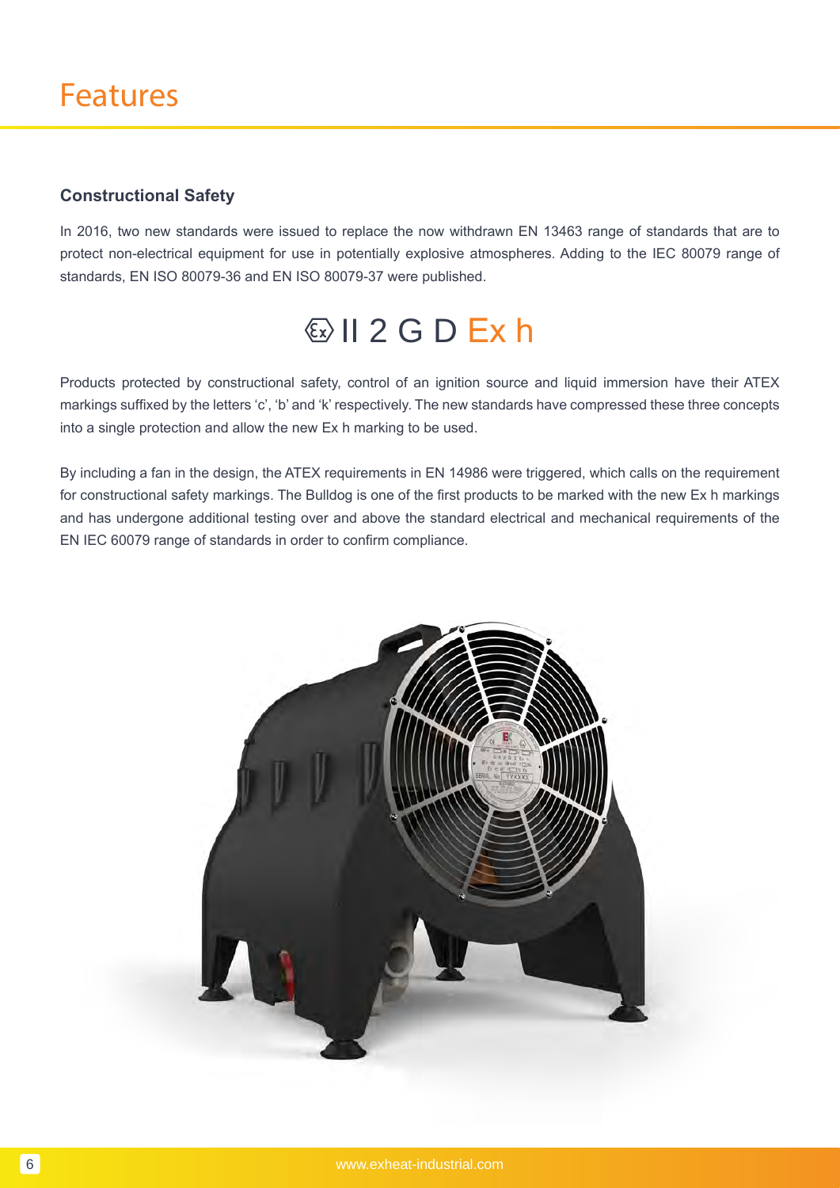# Features

### Constructional Safety

In 2016, two new standards were issued to replace the now withdrawn EN 13463 range of standards that are to protect non-electrical equipment for use in potentially explosive atmospheres. Adding to the IEC 80079 range of standards, EN ISO 80079-36 and EN ISO 80079-37 were published.

**Ⓔx II 2 G D Ex h**

Products protected by constructional safety, control of an ignition source and liquid immersion have their ATEX markings suffixed by the letters 'c', 'b' and 'k' respectively. The new standards have compressed these three concepts into a single protection and allow the new Ex h marking to be used.

By including a fan in the design, the ATEX requirements in EN 14986 were triggered, which calls on the requirement for constructional safety markings. The Bulldog is one of the first products to be marked with the new Ex h markings and has undergone additional testing over and above the standard electrical and mechanical requirements of the EN IEC 60079 range of standards in order to confirm compliance.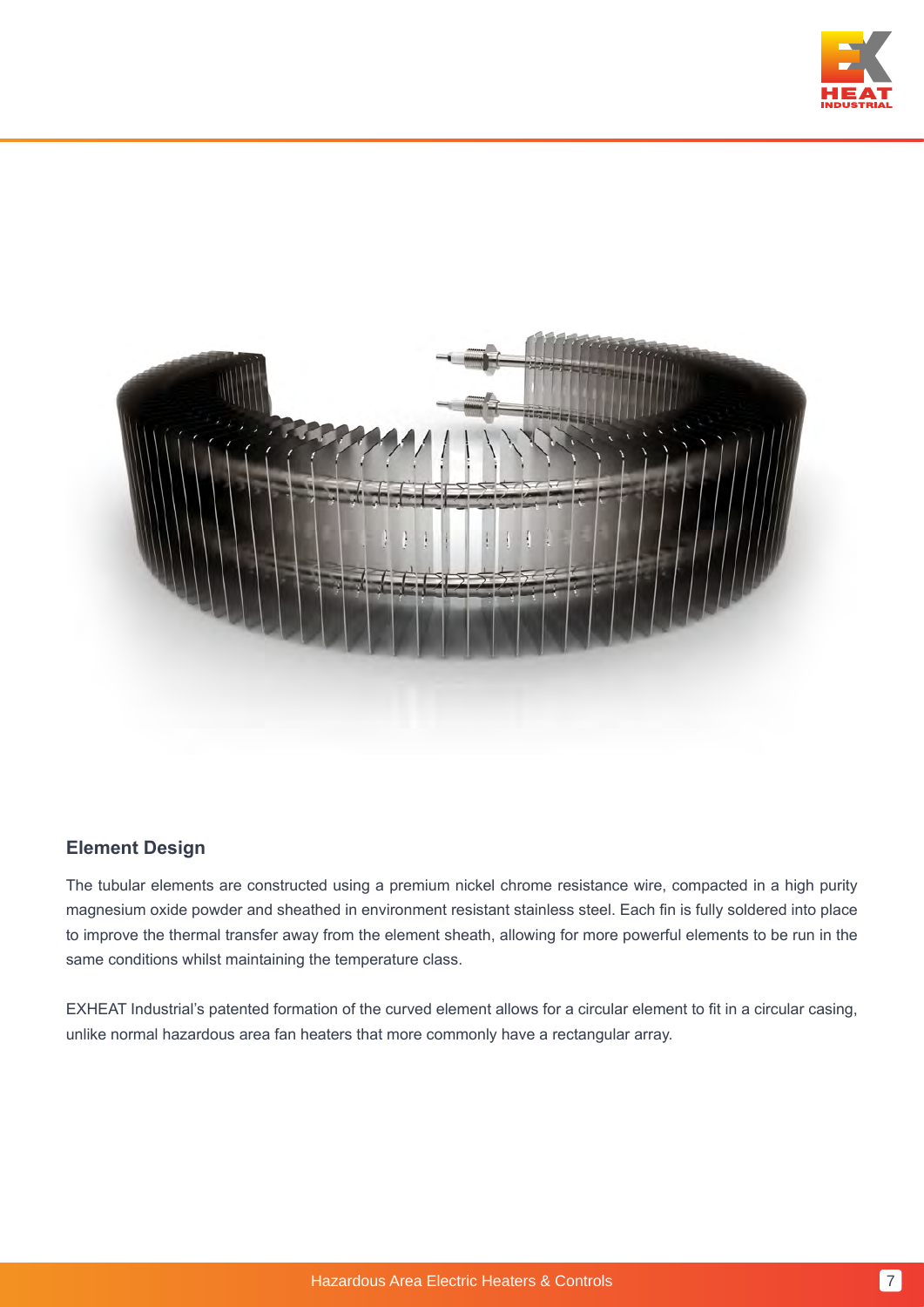## Element Design

The tubular elements are constructed using a premium nickel chrome resistance wire, compacted in a high purity magnesium oxide powder and sheathed in environment resistant stainless steel. Each fin is fully soldered into place to improve the thermal transfer away from the element sheath, allowing for more powerful elements to be run in the same conditions whilst maintaining the temperature class.

EXHEAT Industrial's patented formation of the curved element allows for a circular element to fit in a circular casing, unlike normal hazardous area fan heaters that more commonly have a rectangular array.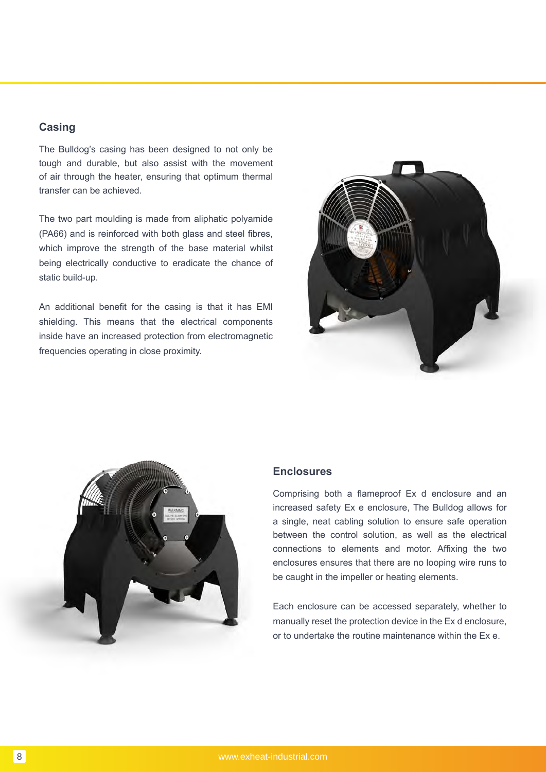## Casing

The Bulldog's casing has been designed to not only be tough and durable, but also assist with the movement of air through the heater, ensuring that optimum thermal transfer can be achieved.

The two part moulding is made from aliphatic polyamide (PA66) and is reinforced with both glass and steel fibres, which improve the strength of the base material whilst being electrically conductive to eradicate the chance of static build-up.

An additional benefit for the casing is that it has EMI shielding. This means that the electrical components inside have an increased protection from electromagnetic frequencies operating in close proximity.

## Enclosures

Comprising both a flameproof Ex d enclosure and an increased safety Ex e enclosure, The Bulldog allows for a single, neat cabling solution to ensure safe operation between the control solution, as well as the electrical connections to elements and motor. Affixing the two enclosures ensures that there are no looping wire runs to be caught in the impeller or heating elements.

Each enclosure can be accessed separately, whether to manually reset the protection device in the Ex d enclosure, or to undertake the routine maintenance within the Ex e.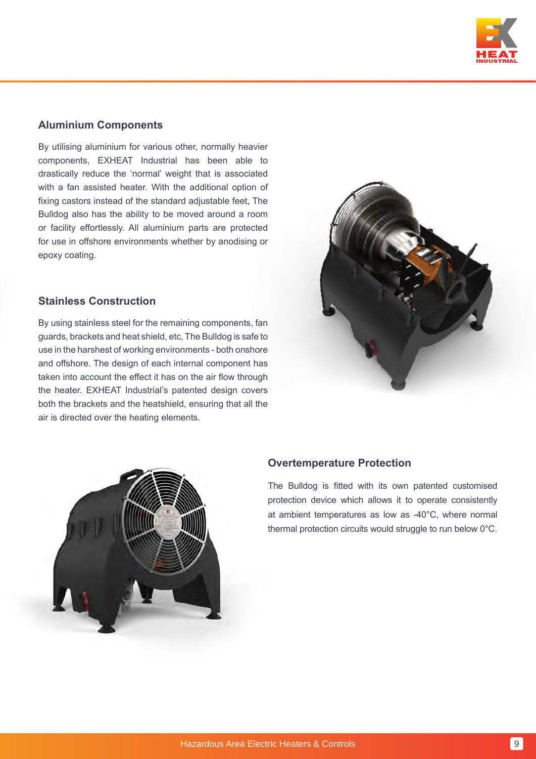## Aluminium Components

By utilising aluminium for various other, normally heavier components, EXHEAT Industrial has been able to drastically reduce the 'normal' weight that is associated with a fan assisted heater. With the additional option of fixing castors instead of the standard adjustable feet, The Bulldog also has the ability to be moved around a room or facility effortlessly. All aluminium parts are protected for use in offshore environments whether by anodising or epoxy coating.

## Stainless Construction

By using stainless steel for the remaining components, fan guards, brackets and heat shield, etc, The Bulldog is safe to use in the harshest of working environments - both onshore and offshore. The design of each internal component has taken into account the effect it has on the air flow through the heater. EXHEAT Industrial's patented design covers both the brackets and the heatshield, ensuring that all the air is directed over the heating elements.

## Overtemperature Protection

The Bulldog is fitted with its own patented customised protection device which allows it to operate consistently at ambient temperatures as low as -40°C, where normal thermal protection circuits would struggle to run below 0°C.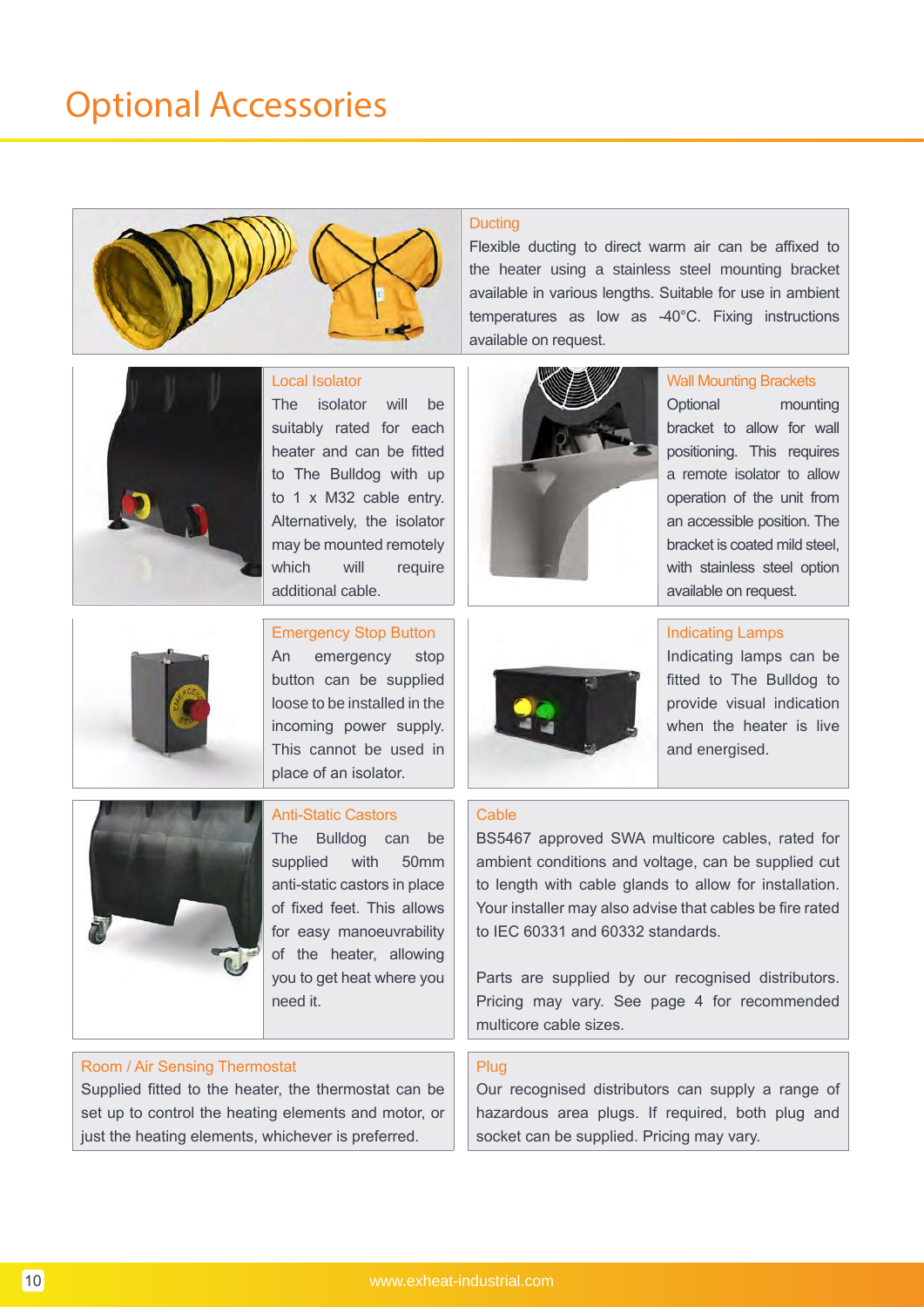# Optional Accessories

### Ducting

Flexible ducting to direct warm air can be affixed to the heater using a stainless steel mounting bracket available in various lengths. Suitable for use in ambient temperatures as low as -40°C. Fixing instructions available on request.

### Local Isolator

The isolator will be suitably rated for each heater and can be fitted to The Bulldog with up to 1 x M32 cable entry. Alternatively, the isolator may be mounted remotely which will require additional cable.

### Wall Mounting Brackets

Optional mounting bracket to allow for wall positioning. This requires a remote isolator to allow operation of the unit from an accessible position. The bracket is coated mild steel, with stainless steel option available on request.

### Emergency Stop Button

An emergency stop button can be supplied loose to be installed in the incoming power supply. This cannot be used in place of an isolator.

### Indicating Lamps

Indicating lamps can be fitted to The Bulldog to provide visual indication when the heater is live and energised.

### Anti-Static Castors

The Bulldog can be supplied with 50mm anti-static castors in place of fixed feet. This allows for easy manoeuvrability of the heater, allowing you to get heat where you need it.

### Cable

BS5467 approved SWA multicore cables, rated for ambient conditions and voltage, can be supplied cut to length with cable glands to allow for installation. Your installer may also advise that cables be fire rated to IEC 60331 and 60332 standards.

Parts are supplied by our recognised distributors. Pricing may vary. See page 4 for recommended multicore cable sizes.

### Room / Air Sensing Thermostat

Supplied fitted to the heater, the thermostat can be set up to control the heating elements and motor, or just the heating elements, whichever is preferred.

### Plug

Our recognised distributors can supply a range of hazardous area plugs. If required, both plug and socket can be supplied. Pricing may vary.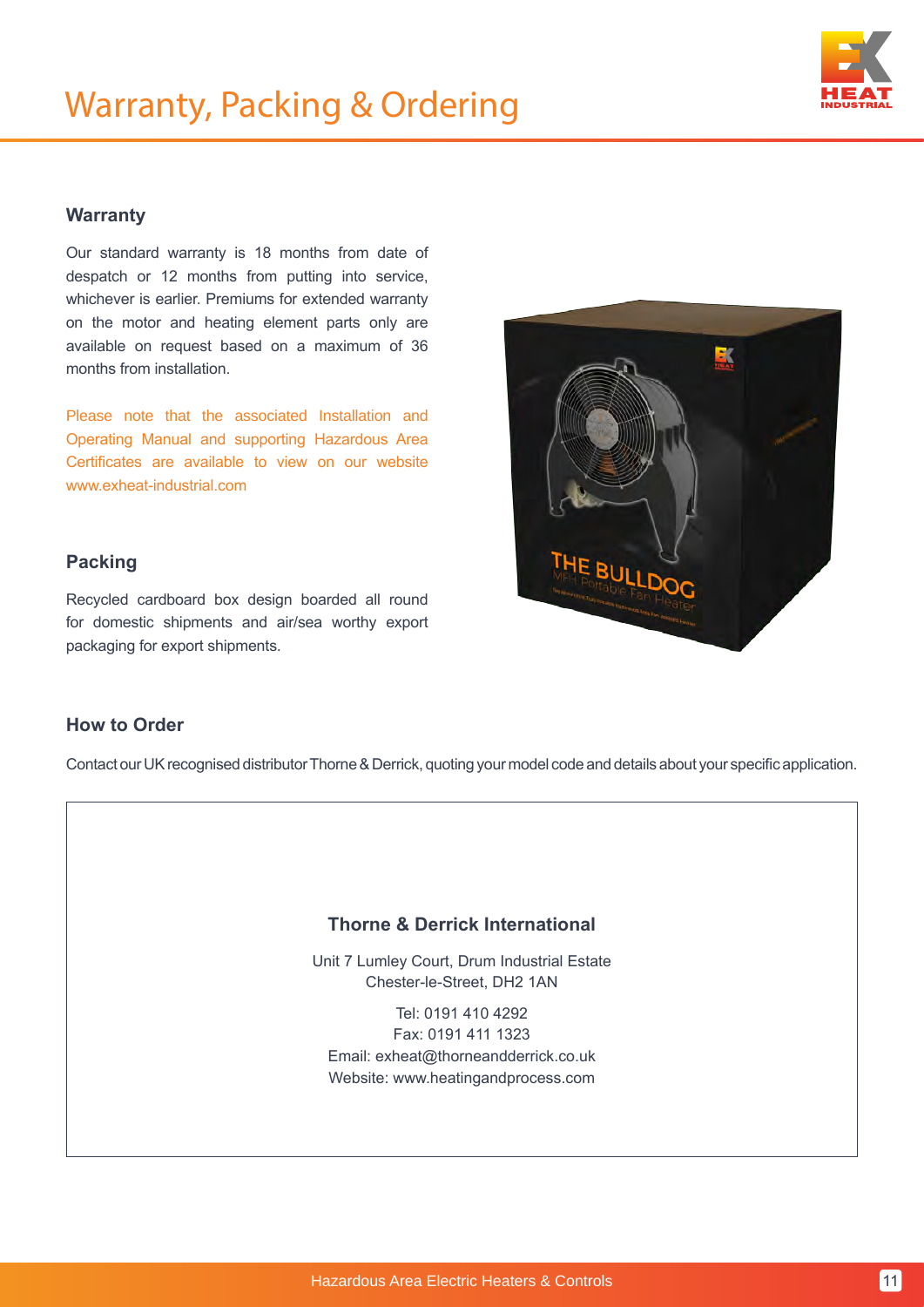# Warranty, Packing & Ordering

## Warranty

Our standard warranty is 18 months from date of despatch or 12 months from putting into service, whichever is earlier. Premiums for extended warranty on the motor and heating element parts only are available on request based on a maximum of 36 months from installation.

Please note that the associated Installation and Operating Manual and supporting Hazardous Area Certificates are available to view on our website www.exheat-industrial.com

## Packing

Recycled cardboard box design boarded all round for domestic shipments and air/sea worthy export packaging for export shipments.

## How to Order

Contact our UK recognised distributor Thorne & Derrick, quoting your model code and details about your specific application.

**Thorne & Derrick International**

Unit 7 Lumley Court, Drum Industrial Estate
Chester-le-Street, DH2 1AN

Tel: 0191 410 4292
Fax: 0191 411 1323
Email: exheat@thorneandderrick.co.uk
Website: www.heatingandprocess.com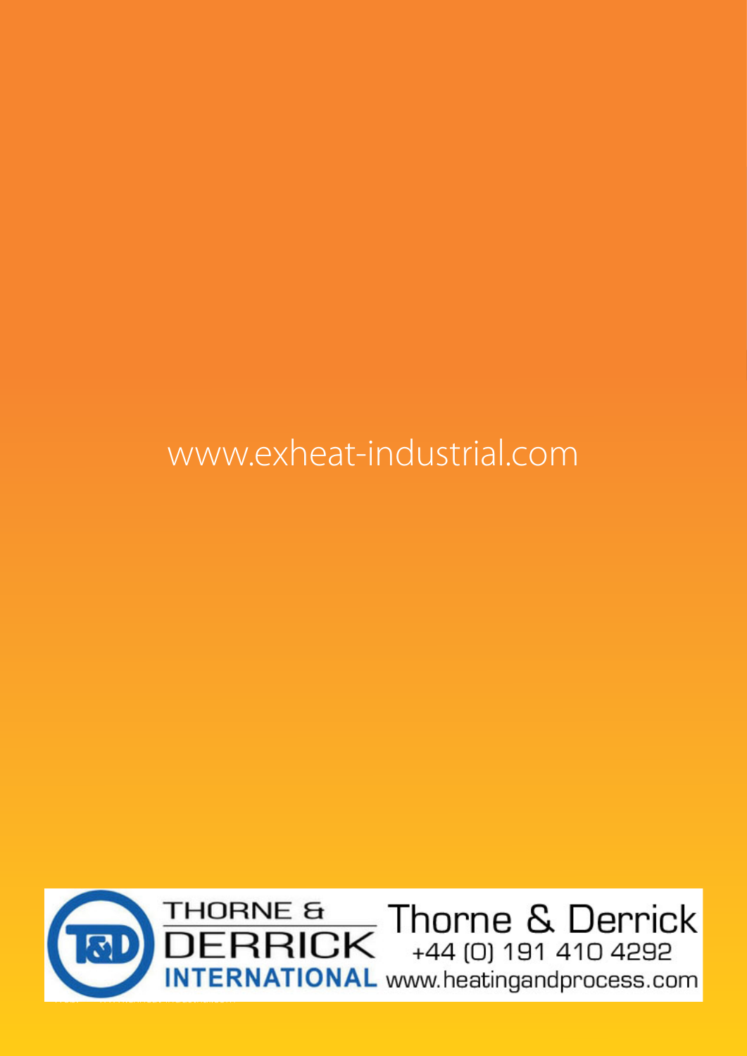www.exheat-industrial.com

THORNE & DERRICK INTERNATIONAL

Thorne & Derrick

+44 (0) 191 410 4292

www.heatingandprocess.com